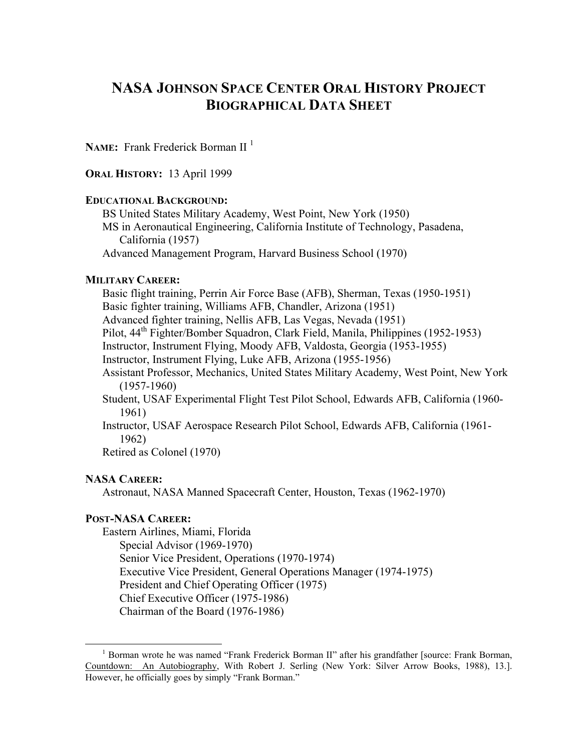# NASA JOHNSON SPACE CENTER ORAL HISTORY PROJECT BIOGRAPHICAL DATA SHEET

**NAME:** Frank Frederick Borman II [1]

**ORAL HISTORY:** 13 April 1999

**EDUCATIONAL BACKGROUND:**

- BS United States Military Academy, West Point, New York (1950)
- MS in Aeronautical Engineering, California Institute of Technology, Pasadena, California (1957)
- Advanced Management Program, Harvard Business School (1970)

**MILITARY CAREER:**

- Basic flight training, Perrin Air Force Base (AFB), Sherman, Texas (1950-1951)
- Basic fighter training, Williams AFB, Chandler, Arizona (1951)
- Advanced fighter training, Nellis AFB, Las Vegas, Nevada (1951)
- Pilot, 44th Fighter/Bomber Squadron, Clark Field, Manila, Philippines (1952-1953)
- Instructor, Instrument Flying, Moody AFB, Valdosta, Georgia (1953-1955)
- Instructor, Instrument Flying, Luke AFB, Arizona (1955-1956)
- Assistant Professor, Mechanics, United States Military Academy, West Point, New York (1957-1960)
- Student, USAF Experimental Flight Test Pilot School, Edwards AFB, California (1960-1961)
- Instructor, USAF Aerospace Research Pilot School, Edwards AFB, California (1961-1962)
- Retired as Colonel (1970)

**NASA CAREER:**

- Astronaut, NASA Manned Spacecraft Center, Houston, Texas (1962-1970)

**POST-NASA CAREER:**

- Eastern Airlines, Miami, Florida
  - Special Advisor (1969-1970)
  - Senior Vice President, Operations (1970-1974)
  - Executive Vice President, General Operations Manager (1974-1975)
  - President and Chief Operating Officer (1975)
  - Chief Executive Officer (1975-1986)
  - Chairman of the Board (1976-1986)

---

[1] Borman wrote he was named "Frank Frederick Borman II" after his grandfather [source: Frank Borman, Countdown: An Autobiography, With Robert J. Serling (New York: Silver Arrow Books, 1988), 13.]. However, he officially goes by simply "Frank Borman."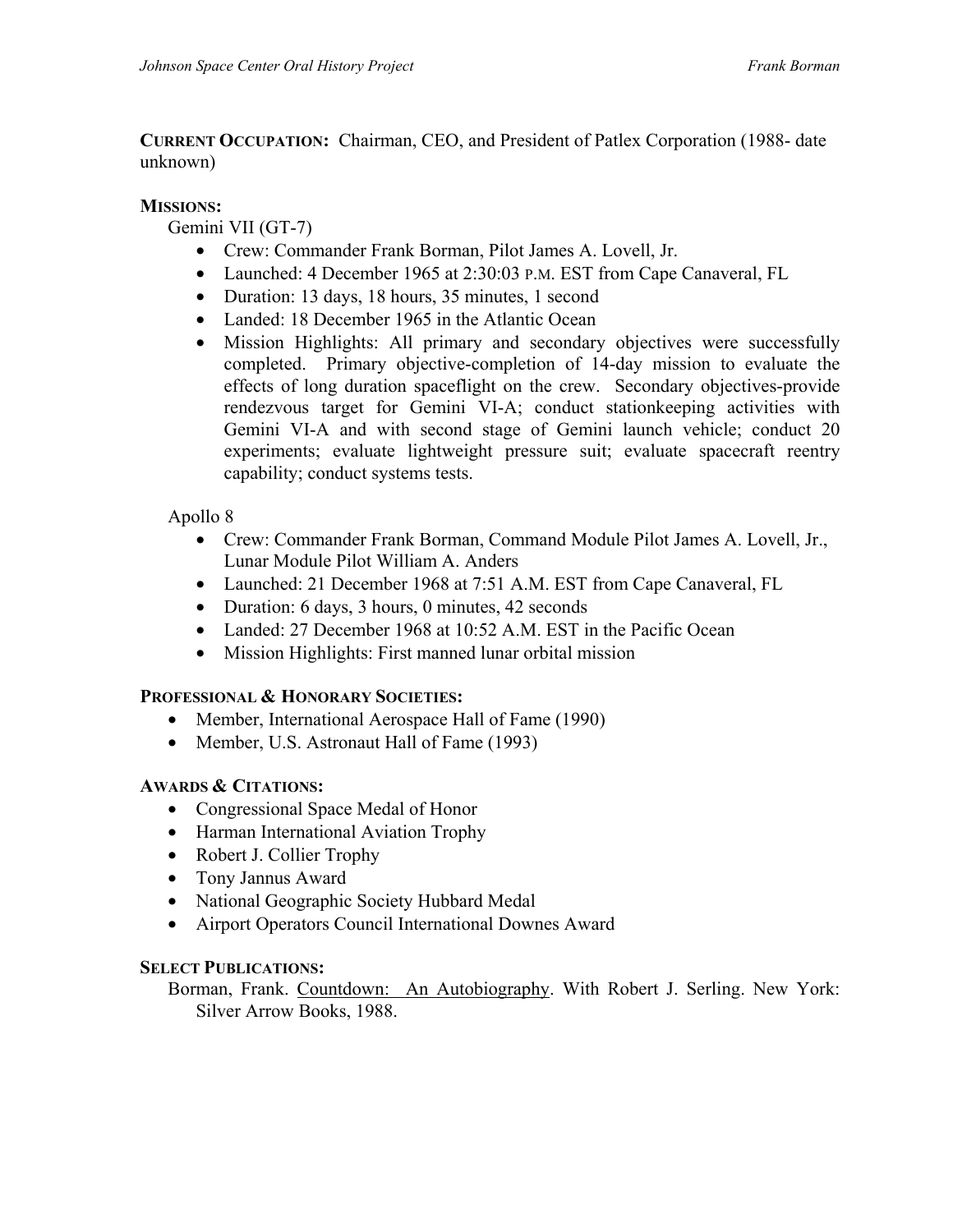**CURRENT OCCUPATION:** Chairman, CEO, and President of Patlex Corporation (1988- date unknown)

**MISSIONS:**

Gemini VII (GT-7)

- Crew: Commander Frank Borman, Pilot James A. Lovell, Jr.
- Launched: 4 December 1965 at 2:30:03 P.M. EST from Cape Canaveral, FL
- Duration: 13 days, 18 hours, 35 minutes, 1 second
- Landed: 18 December 1965 in the Atlantic Ocean
- Mission Highlights: All primary and secondary objectives were successfully completed. Primary objective-completion of 14-day mission to evaluate the effects of long duration spaceflight on the crew. Secondary objectives-provide rendezvous target for Gemini VI-A; conduct stationkeeping activities with Gemini VI-A and with second stage of Gemini launch vehicle; conduct 20 experiments; evaluate lightweight pressure suit; evaluate spacecraft reentry capability; conduct systems tests.

Apollo 8

- Crew: Commander Frank Borman, Command Module Pilot James A. Lovell, Jr., Lunar Module Pilot William A. Anders
- Launched: 21 December 1968 at 7:51 A.M. EST from Cape Canaveral, FL
- Duration: 6 days, 3 hours, 0 minutes, 42 seconds
- Landed: 27 December 1968 at 10:52 A.M. EST in the Pacific Ocean
- Mission Highlights: First manned lunar orbital mission

**PROFESSIONAL & HONORARY SOCIETIES:**

- Member, International Aerospace Hall of Fame (1990)
- Member, U.S. Astronaut Hall of Fame (1993)

**AWARDS & CITATIONS:**

- Congressional Space Medal of Honor
- Harman International Aviation Trophy
- Robert J. Collier Trophy
- Tony Jannus Award
- National Geographic Society Hubbard Medal
- Airport Operators Council International Downes Award

**SELECT PUBLICATIONS:**

Borman, Frank. Countdown: An Autobiography. With Robert J. Serling. New York: Silver Arrow Books, 1988.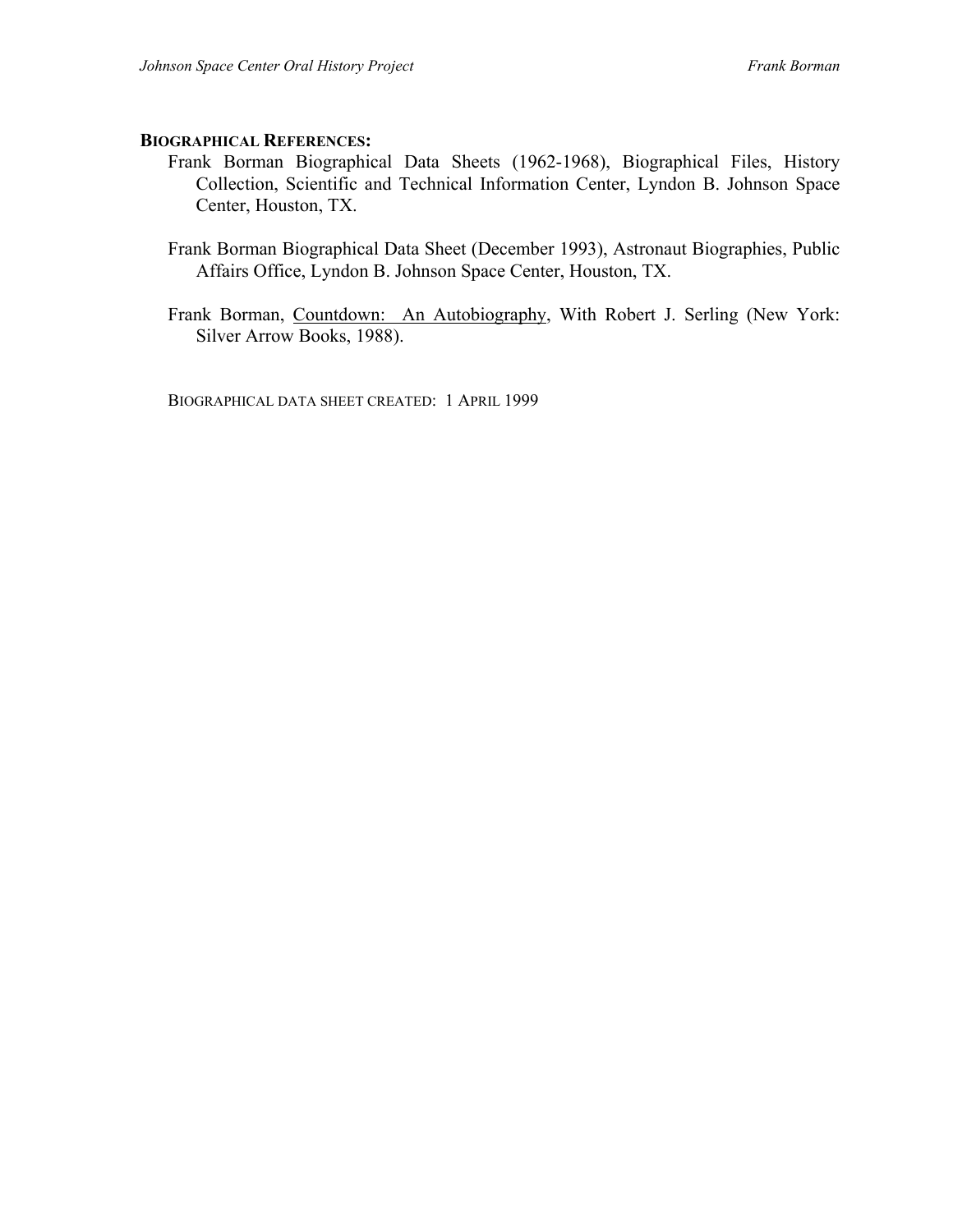**BIOGRAPHICAL REFERENCES:**

Frank Borman Biographical Data Sheets (1962-1968), Biographical Files, History Collection, Scientific and Technical Information Center, Lyndon B. Johnson Space Center, Houston, TX.

Frank Borman Biographical Data Sheet (December 1993), Astronaut Biographies, Public Affairs Office, Lyndon B. Johnson Space Center, Houston, TX.

Frank Borman, Countdown: An Autobiography, With Robert J. Serling (New York: Silver Arrow Books, 1988).

BIOGRAPHICAL DATA SHEET CREATED: 1 APRIL 1999